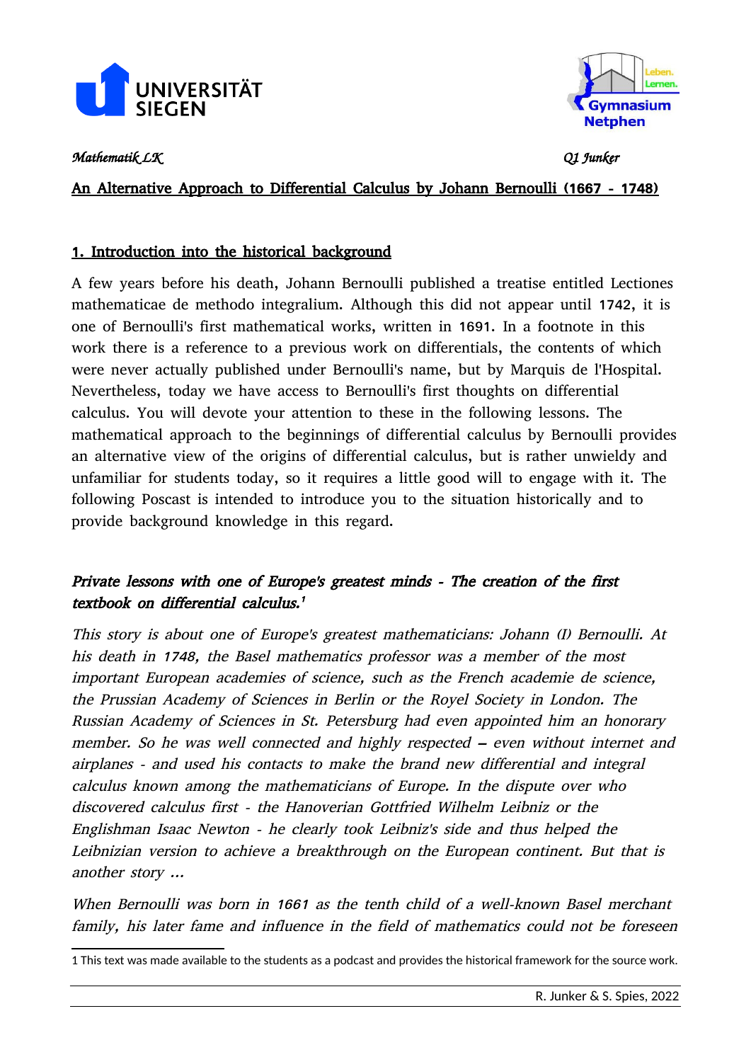*Mathematik LK* *Q1 Junker*

## An Alternative Approach to Differential Calculus by Johann Bernoulli (1667 - 1748)

### 1. Introduction into the historical background

A few years before his death, Johann Bernoulli published a treatise entitled Lectiones mathematicae de methodo integralium. Although this did not appear until 1742, it is one of Bernoulli's first mathematical works, written in 1691. In a footnote in this work there is a reference to a previous work on differentials, the contents of which were never actually published under Bernoulli's name, but by Marquis de l'Hospital. Nevertheless, today we have access to Bernoulli's first thoughts on differential calculus. You will devote your attention to these in the following lessons. The mathematical approach to the beginnings of differential calculus by Bernoulli provides an alternative view of the origins of differential calculus, but is rather unwieldy and unfamiliar for students today, so it requires a little good will to engage with it. The following Poscast is intended to introduce you to the situation historically and to provide background knowledge in this regard.

### *Private lessons with one of Europe's greatest minds - The creation of the first textbook on differential calculus.*[1]

*This story is about one of Europe's greatest mathematicians: Johann (I) Bernoulli. At his death in 1748, the Basel mathematics professor was a member of the most important European academies of science, such as the French academie de science, the Prussian Academy of Sciences in Berlin or the Royel Society in London. The Russian Academy of Sciences in St. Petersburg had even appointed him an honorary member. So he was well connected and highly respected – even without internet and airplanes - and used his contacts to make the brand new differential and integral calculus known among the mathematicians of Europe. In the dispute over who discovered calculus first - the Hanoverian Gottfried Wilhelm Leibniz or the Englishman Isaac Newton - he clearly took Leibniz's side and thus helped the Leibnizian version to achieve a breakthrough on the European continent. But that is another story ...*

*When Bernoulli was born in 1661 as the tenth child of a well-known Basel merchant family, his later fame and influence in the field of mathematics could not be foreseen*

[1] This text was made available to the students as a podcast and provides the historical framework for the source work.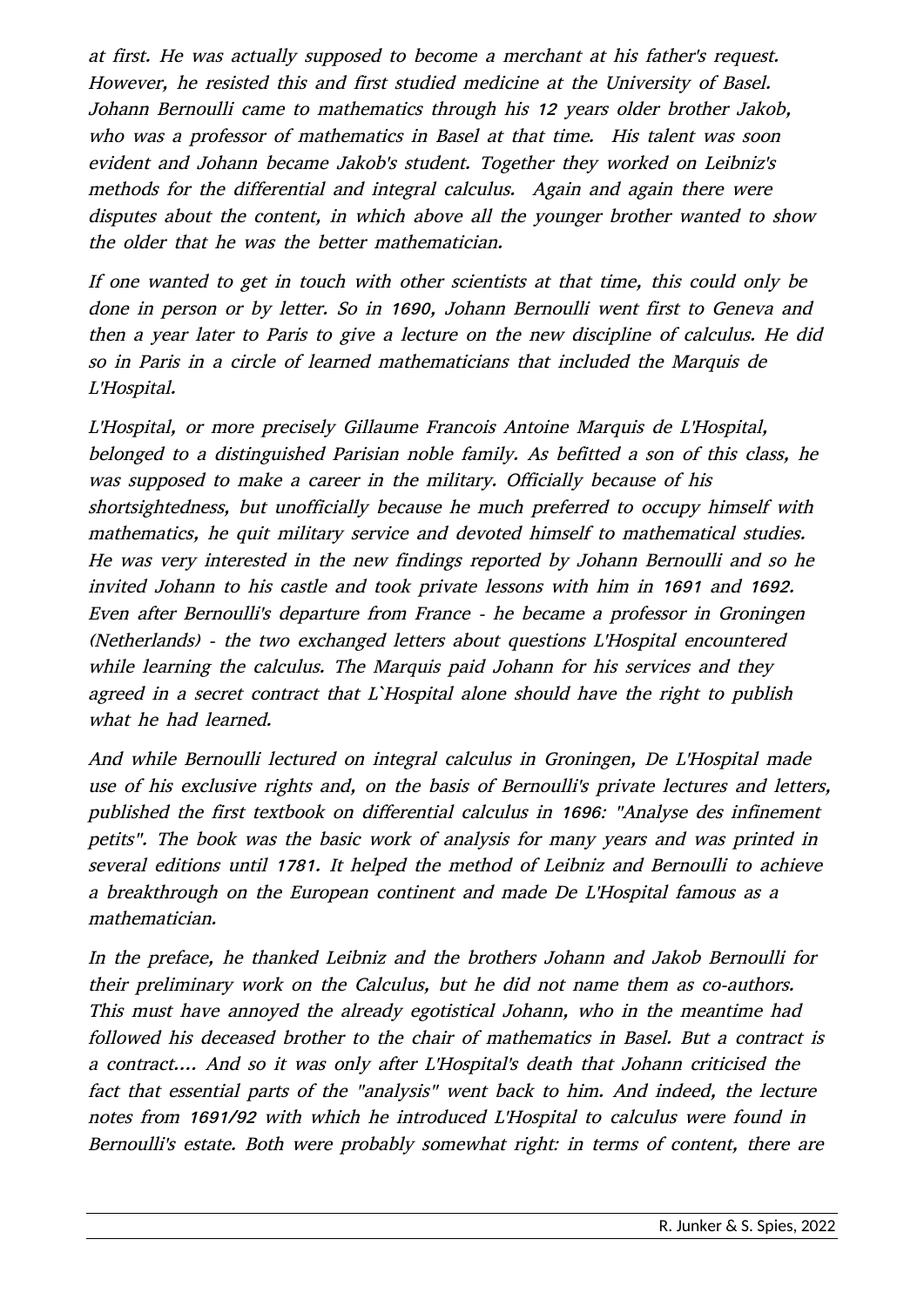*at first. He was actually supposed to become a merchant at his father's request. However, he resisted this and first studied medicine at the University of Basel. Johann Bernoulli came to mathematics through his 12 years older brother Jakob, who was a professor of mathematics in Basel at that time. His talent was soon evident and Johann became Jakob's student. Together they worked on Leibniz's methods for the differential and integral calculus. Again and again there were disputes about the content, in which above all the younger brother wanted to show the older that he was the better mathematician.*

*If one wanted to get in touch with other scientists at that time, this could only be done in person or by letter. So in 1690, Johann Bernoulli went first to Geneva and then a year later to Paris to give a lecture on the new discipline of calculus. He did so in Paris in a circle of learned mathematicians that included the Marquis de L'Hospital.*

*L'Hospital, or more precisely Gillaume Francois Antoine Marquis de L'Hospital, belonged to a distinguished Parisian noble family. As befitted a son of this class, he was supposed to make a career in the military. Officially because of his shortsightedness, but unofficially because he much preferred to occupy himself with mathematics, he quit military service and devoted himself to mathematical studies. He was very interested in the new findings reported by Johann Bernoulli and so he invited Johann to his castle and took private lessons with him in 1691 and 1692. Even after Bernoulli's departure from France - he became a professor in Groningen (Netherlands) - the two exchanged letters about questions L'Hospital encountered while learning the calculus. The Marquis paid Johann for his services and they agreed in a secret contract that L`Hospital alone should have the right to publish what he had learned.*

*And while Bernoulli lectured on integral calculus in Groningen, De L'Hospital made use of his exclusive rights and, on the basis of Bernoulli's private lectures and letters, published the first textbook on differential calculus in 1696: "Analyse des infinement petits". The book was the basic work of analysis for many years and was printed in several editions until 1781. It helped the method of Leibniz and Bernoulli to achieve a breakthrough on the European continent and made De L'Hospital famous as a mathematician.*

*In the preface, he thanked Leibniz and the brothers Johann and Jakob Bernoulli for their preliminary work on the Calculus, but he did not name them as co-authors. This must have annoyed the already egotistical Johann, who in the meantime had followed his deceased brother to the chair of mathematics in Basel. But a contract is a contract.... And so it was only after L'Hospital's death that Johann criticised the fact that essential parts of the "analysis" went back to him. And indeed, the lecture notes from 1691/92 with which he introduced L'Hospital to calculus were found in Bernoulli's estate. Both were probably somewhat right: in terms of content, there are*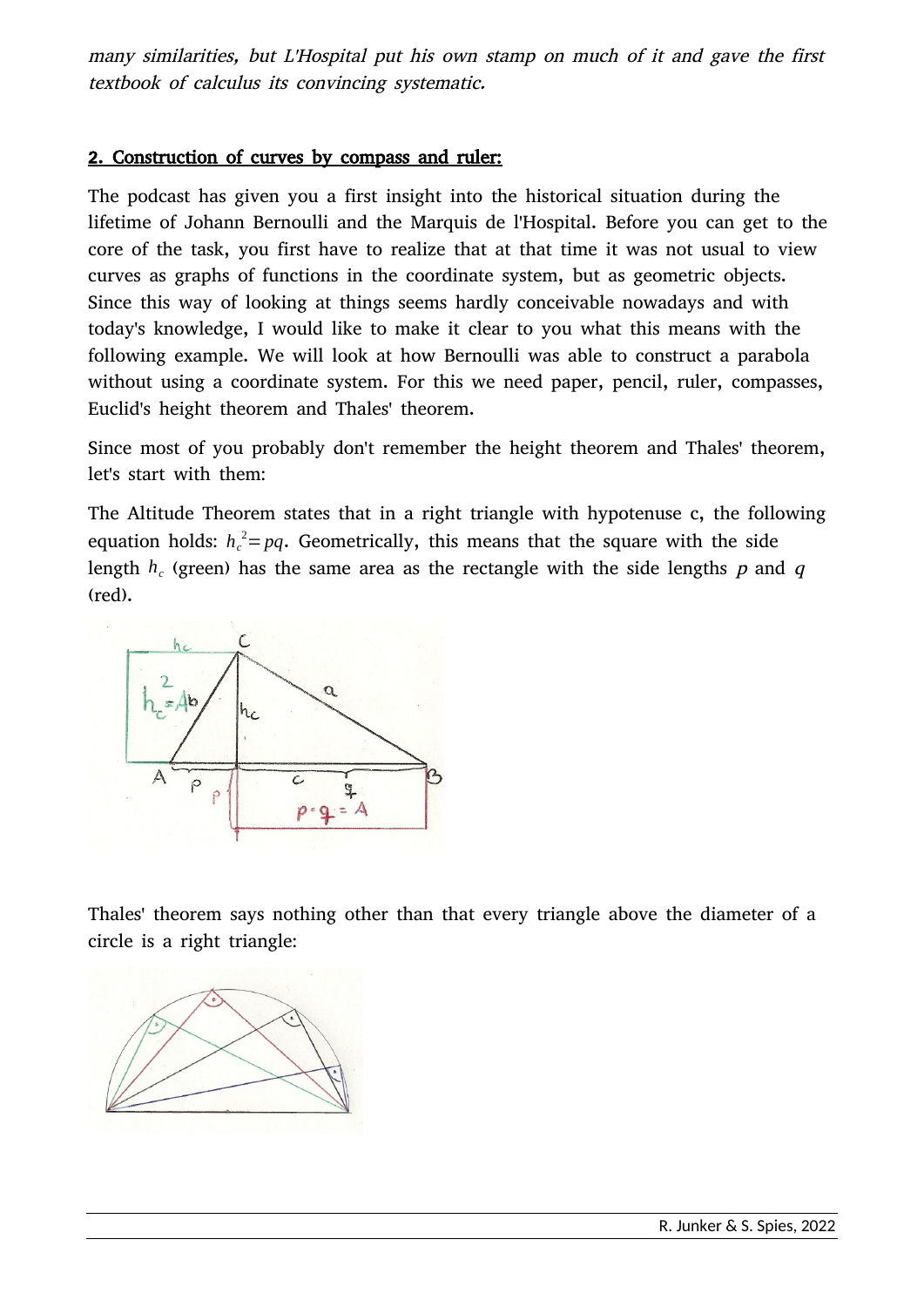*many similarities, but L'Hospital put his own stamp on much of it and gave the first textbook of calculus its convincing systematic.*

## 2. Construction of curves by compass and ruler:

The podcast has given you a first insight into the historical situation during the lifetime of Johann Bernoulli and the Marquis de l'Hospital. Before you can get to the core of the task, you first have to realize that at that time it was not usual to view curves as graphs of functions in the coordinate system, but as geometric objects. Since this way of looking at things seems hardly conceivable nowadays and with today's knowledge, I would like to make it clear to you what this means with the following example. We will look at how Bernoulli was able to construct a parabola without using a coordinate system. For this we need paper, pencil, ruler, compasses, Euclid's height theorem and Thales' theorem.

Since most of you probably don't remember the height theorem and Thales' theorem, let's start with them:

The Altitude Theorem states that in a right triangle with hypotenuse c, the following equation holds: $h_c^2 = pq$. Geometrically, this means that the square with the side length $h_c$ (green) has the same area as the rectangle with the side lengths $p$ and $q$ (red).

Thales' theorem says nothing other than that every triangle above the diameter of a circle is a right triangle: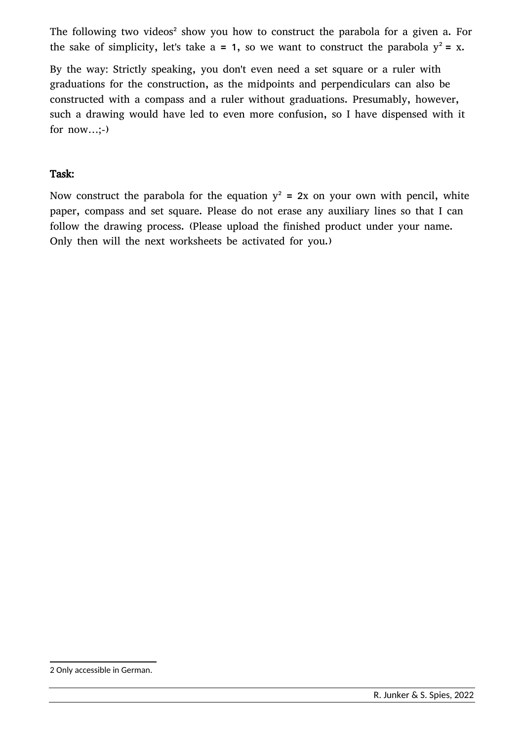The following two videos[2] show you how to construct the parabola for a given a. For the sake of simplicity, let's take $a = 1$, so we want to construct the parabola $y^2 = x$.

By the way: Strictly speaking, you don't even need a set square or a ruler with graduations for the construction, as the midpoints and perpendiculars can also be constructed with a compass and a ruler without graduations. Presumably, however, such a drawing would have led to even more confusion, so I have dispensed with it for now…;-)

**Task:**

Now construct the parabola for the equation $y^2 = 2x$ on your own with pencil, white paper, compass and set square. Please do not erase any auxiliary lines so that I can follow the drawing process. (Please upload the finished product under your name. Only then will the next worksheets be activated for you.)

---

[2] Only accessible in German.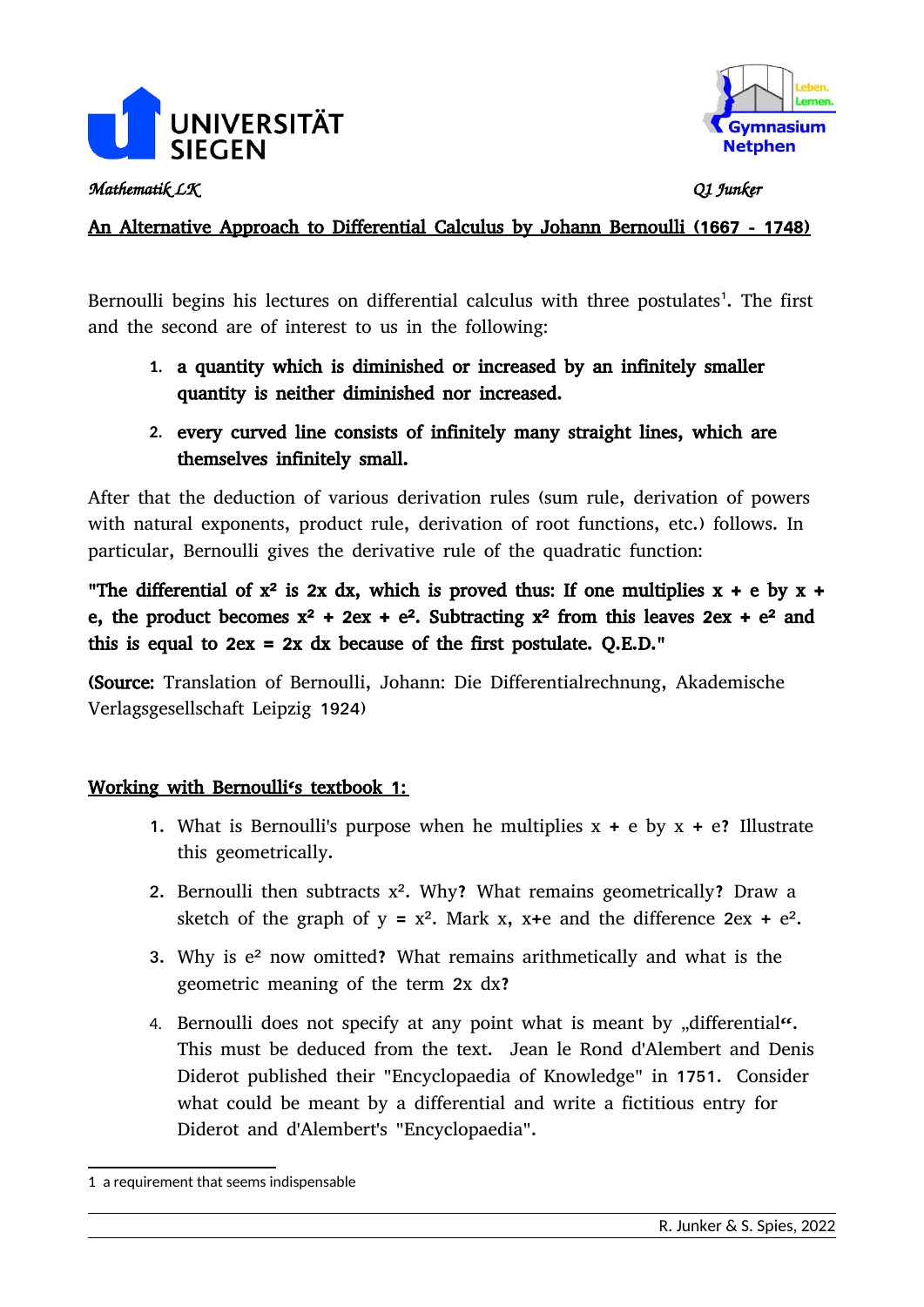*Mathematik LK* *Q1 Junker*

## An Alternative Approach to Differential Calculus by Johann Bernoulli (1667 - 1748)

Bernoulli begins his lectures on differential calculus with three postulates[1]. The first and the second are of interest to us in the following:

1. **a quantity which is diminished or increased by an infinitely smaller quantity is neither diminished nor increased.**
2. **every curved line consists of infinitely many straight lines, which are themselves infinitely small.**

After that the deduction of various derivation rules (sum rule, derivation of powers with natural exponents, product rule, derivation of root functions, etc.) follows. In particular, Bernoulli gives the derivative rule of the quadratic function:

**"The differential of $x^2$ is $2x\,dx$, which is proved thus: If one multiplies $x + e$ by $x + e$, the product becomes $x^2 + 2ex + e^2$. Subtracting $x^2$ from this leaves $2ex + e^2$ and this is equal to $2ex = 2x\,dx$ because of the first postulate. Q.E.D."**

**(Source:** Translation of Bernoulli, Johann: Die Differentialrechnung, Akademische Verlagsgesellschaft Leipzig 1924)

### Working with Bernoulli's textbook 1:

1. What is Bernoulli's purpose when he multiplies $x + e$ by $x + e$? Illustrate this geometrically.
2. Bernoulli then subtracts $x^2$. Why? What remains geometrically? Draw a sketch of the graph of $y = x^2$. Mark $x$, $x+e$ and the difference $2ex + e^2$.
3. Why is $e^2$ now omitted? What remains arithmetically and what is the geometric meaning of the term $2x\,dx$?
4. Bernoulli does not specify at any point what is meant by „differential“. This must be deduced from the text. Jean le Rond d'Alembert and Denis Diderot published their "Encyclopaedia of Knowledge" in 1751. Consider what could be meant by a differential and write a fictitious entry for Diderot and d'Alembert's "Encyclopaedia".

---

1 a requirement that seems indispensable

R. Junker & S. Spies, 2022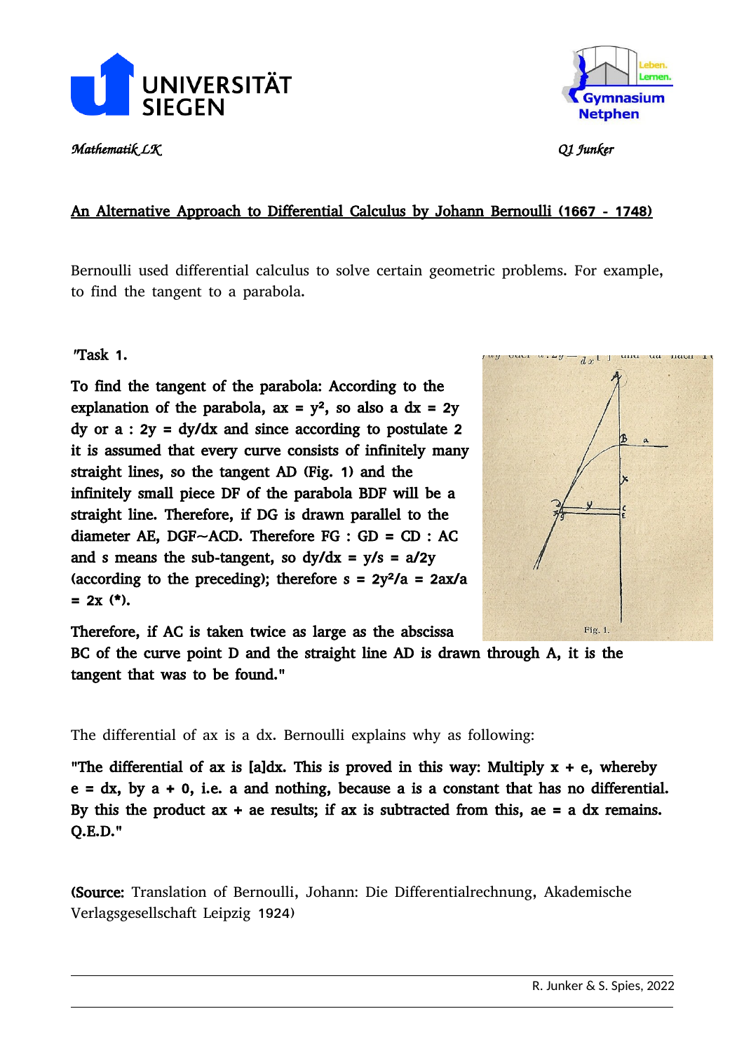*Mathematik LK* *Q1 Junker*

## An Alternative Approach to Differential Calculus by Johann Bernoulli (1667 - 1748)

Bernoulli used differential calculus to solve certain geometric problems. For example, to find the tangent to a parabola.

**"Task 1.**

**To find the tangent of the parabola: According to the explanation of the parabola, $ax = y^2$, so also $a\,dx = 2y\,dy$ or $a : 2y = dy/dx$ and since according to postulate 2 it is assumed that every curve consists of infinitely many straight lines, so the tangent AD (Fig. 1) and the infinitely small piece DF of the parabola BDF will be a straight line. Therefore, if DG is drawn parallel to the diameter AE, DGF~ACD. Therefore FG : GD = CD : AC and s means the sub-tangent, so $dy/dx = y/s = a/2y$ (according to the preceding); therefore $s = 2y^2/a = 2ax/a = 2x$ (\*).**

Fig. 1.

**Therefore, if AC is taken twice as large as the abscissa BC of the curve point D and the straight line AD is drawn through A, it is the tangent that was to be found."**

The differential of ax is a dx. Bernoulli explains why as following:

**"The differential of ax is [a]dx. This is proved in this way: Multiply x + e, whereby e = dx, by a + 0, i.e. a and nothing, because a is a constant that has no differential. By this the product ax + ae results; if ax is subtracted from this, ae = a dx remains. Q.E.D."**

**(Source:** Translation of Bernoulli, Johann: Die Differentialrechnung, Akademische Verlagsgesellschaft Leipzig 1924)

R. Junker & S. Spies, 2022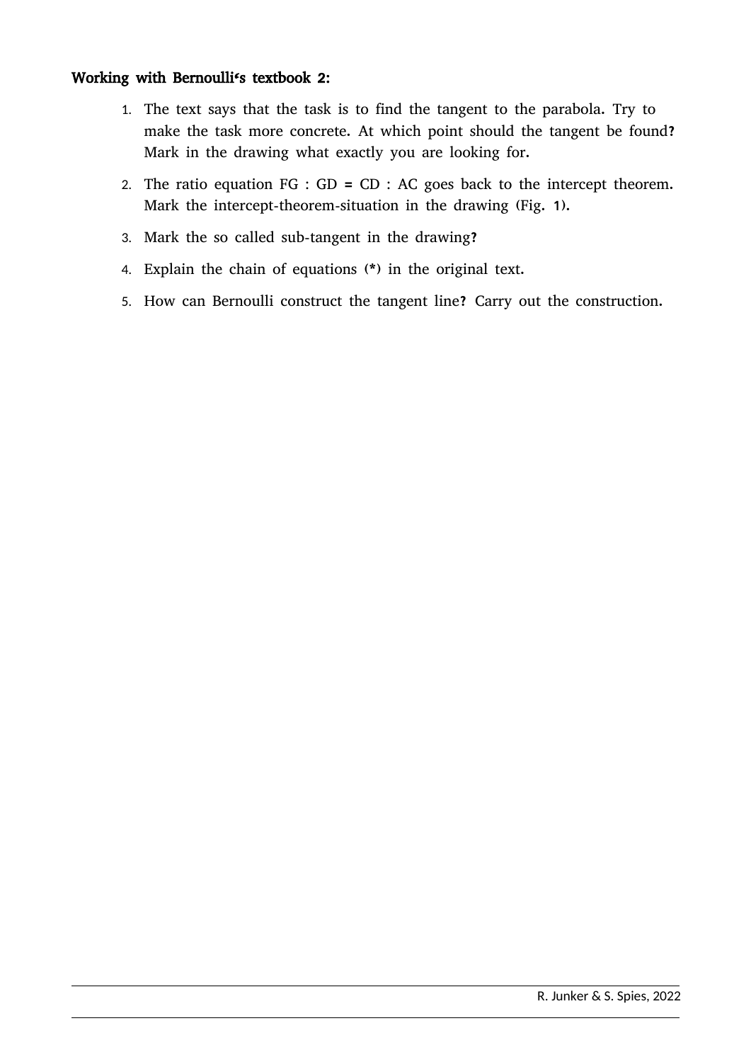**Working with Bernoulli's textbook 2:**

1. The text says that the task is to find the tangent to the parabola. Try to make the task more concrete. At which point should the tangent be found? Mark in the drawing what exactly you are looking for.
2. The ratio equation FG : GD = CD : AC goes back to the intercept theorem. Mark the intercept-theorem-situation in the drawing (Fig. 1).
3. Mark the so called sub-tangent in the drawing?
4. Explain the chain of equations (*) in the original text.
5. How can Bernoulli construct the tangent line? Carry out the construction.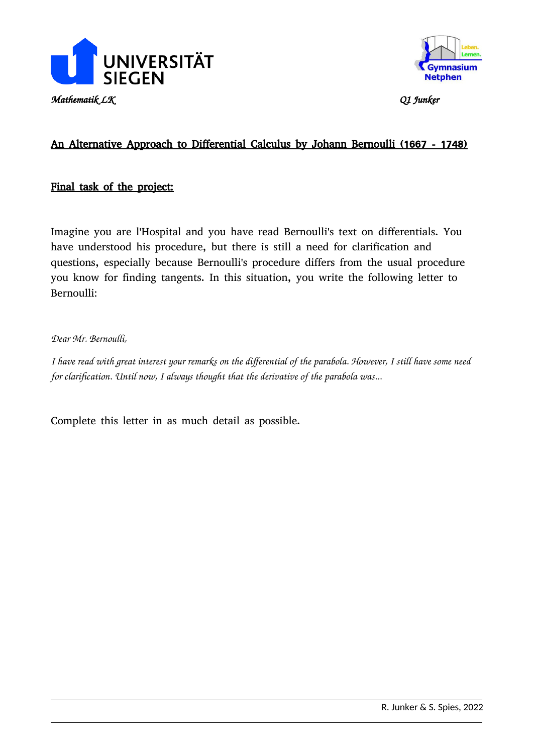## An Alternative Approach to Differential Calculus by Johann Bernoulli (1667 - 1748)

### Final task of the project:

Imagine you are l'Hospital and you have read Bernoulli's text on differentials. You have understood his procedure, but there is still a need for clarification and questions, especially because Bernoulli's procedure differs from the usual procedure you know for finding tangents. In this situation, you write the following letter to Bernoulli:

*Dear Mr. Bernoulli,*

*I have read with great interest your remarks on the differential of the parabola. However, I still have some need for clarification. Until now, I always thought that the derivative of the parabola was…*

Complete this letter in as much detail as possible.